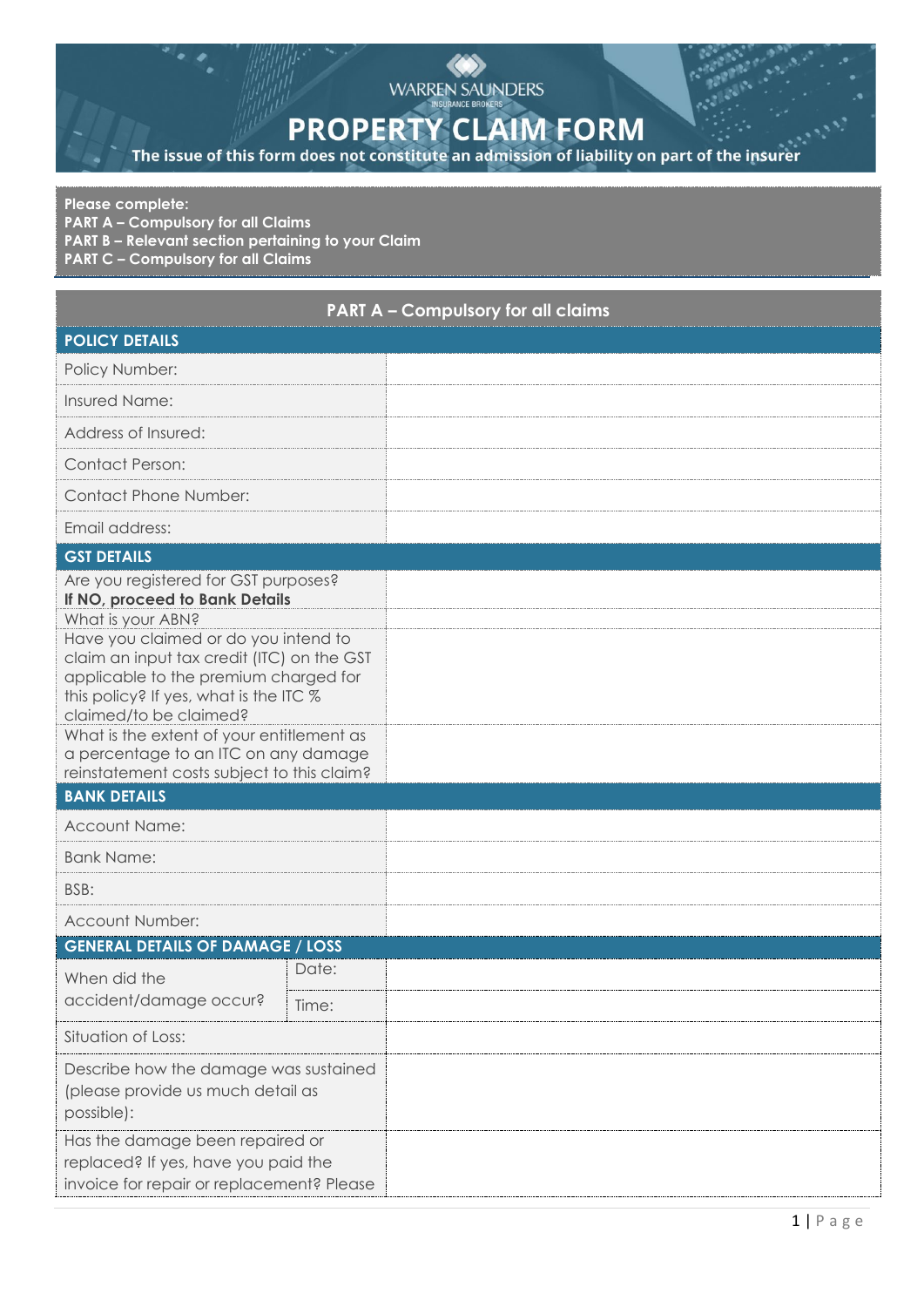WARREN SAUNDERS
INSURANCE BROKERS

# PROPERTY CLAIM FORM

**The issue of this form does not constitute an admission of liability on part of the insurer**

**Please complete:**
**PART A – Compulsory for all Claims**
**PART B – Relevant section pertaining to your Claim**
**PART C – Compulsory for all Claims**

## PART A – Compulsory for all claims

| **POLICY DETAILS** | | |
|---|---|---|
| Policy Number: | | |
| Insured Name: | | |
| Address of Insured: | | |
| Contact Person: | | |
| Contact Phone Number: | | |
| Email address: | | |
| **GST DETAILS** | | |
| Are you registered for GST purposes? **If NO, proceed to Bank Details** | | |
| What is your ABN? | | |
| Have you claimed or do you intend to claim an input tax credit (ITC) on the GST applicable to the premium charged for this policy? If yes, what is the ITC % claimed/to be claimed? | | |
| What is the extent of your entitlement as a percentage to an ITC on any damage reinstatement costs subject to this claim? | | |
| **BANK DETAILS** | | |
| Account Name: | | |
| Bank Name: | | |
| BSB: | | |
| Account Number: | | |
| **GENERAL DETAILS OF DAMAGE / LOSS** | | |
| When did the accident/damage occur? | Date: | |
| | Time: | |
| Situation of Loss: | | |
| Describe how the damage was sustained (please provide us much detail as possible): | | |
| Has the damage been repaired or replaced? If yes, have you paid the invoice for repair or replacement? Please | | |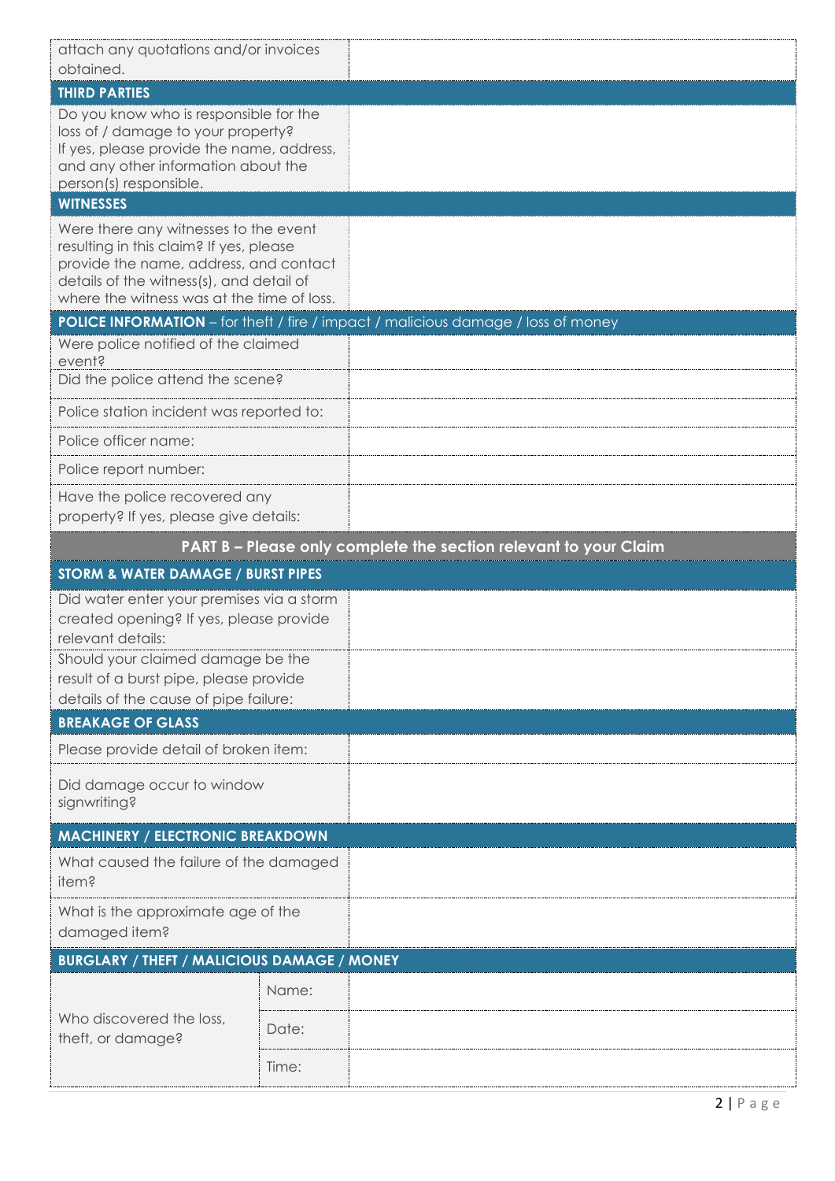| | |
|---|---|
| attach any quotations and/or invoices obtained. | |

| **THIRD PARTIES** | |
|---|---|
| Do you know who is responsible for the loss of / damage to your property? If yes, please provide the name, address, and any other information about the person(s) responsible. | |

| **WITNESSES** | |
|---|---|
| Were there any witnesses to the event resulting in this claim? If yes, please provide the name, address, and contact details of the witness(s), and detail of where the witness was at the time of loss. | |

| **POLICE INFORMATION** – for theft / fire / impact / malicious damage / loss of money | |
|---|---|
| Were police notified of the claimed event? | |
| Did the police attend the scene? | |
| Police station incident was reported to: | |
| Police officer name: | |
| Police report number: | |
| Have the police recovered any property? If yes, please give details: | |

## PART B – Please only complete the section relevant to your Claim

| **STORM & WATER DAMAGE / BURST PIPES** | |
|---|---|
| Did water enter your premises via a storm created opening? If yes, please provide relevant details: | |
| Should your claimed damage be the result of a burst pipe, please provide details of the cause of pipe failure: | |

| **BREAKAGE OF GLASS** | |
|---|---|
| Please provide detail of broken item: | |
| Did damage occur to window signwriting? | |

| **MACHINERY / ELECTRONIC BREAKDOWN** | |
|---|---|
| What caused the failure of the damaged item? | |
| What is the approximate age of the damaged item? | |

| **BURGLARY / THEFT / MALICIOUS DAMAGE / MONEY** | | |
|---|---|---|
| Who discovered the loss, theft, or damage? | Name: | |
| | Date: | |
| | Time: | |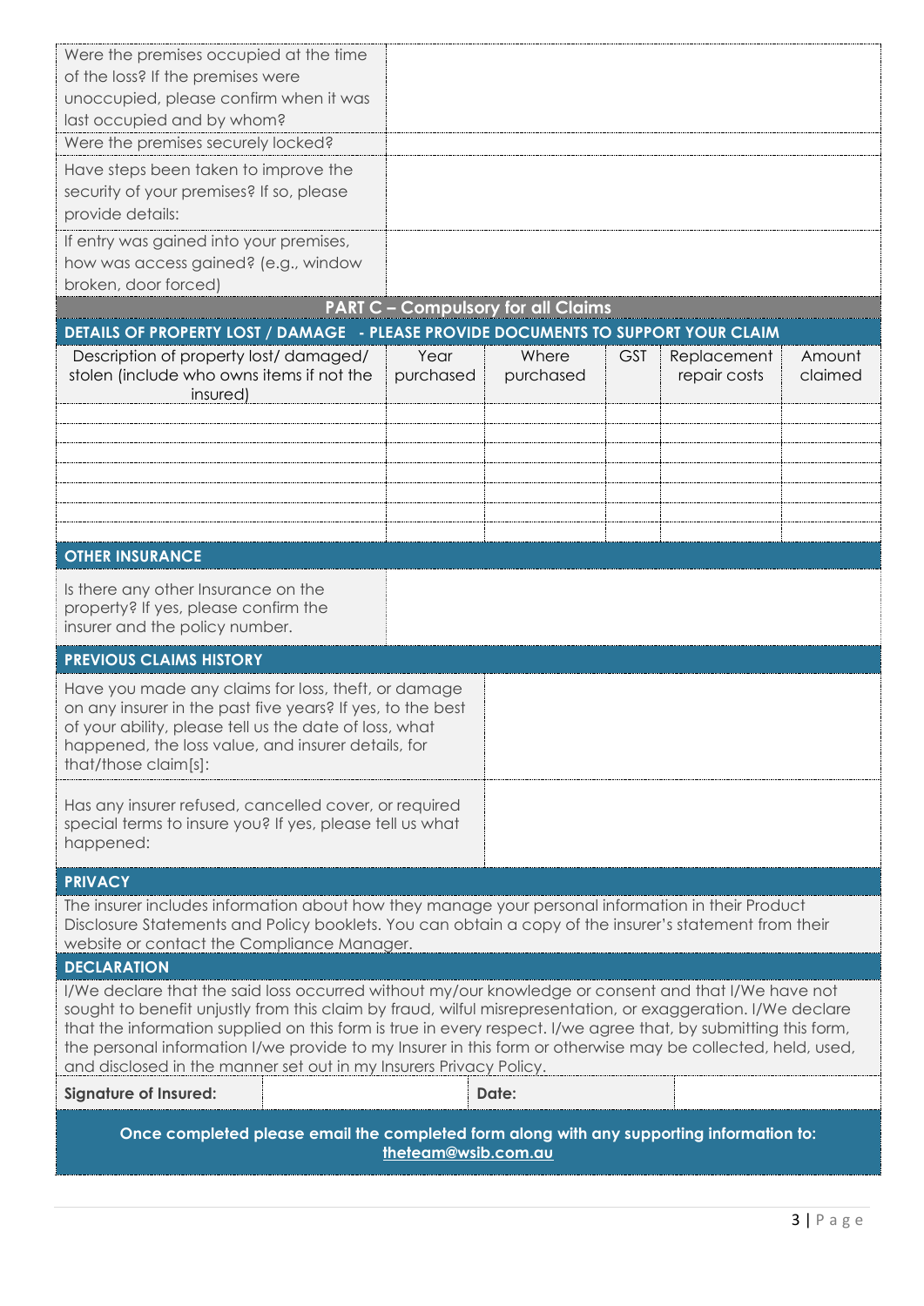| | |
|---|---|
| Were the premises occupied at the time of the loss? If the premises were unoccupied, please confirm when it was last occupied and by whom? | |
| Were the premises securely locked? | |
| Have steps been taken to improve the security of your premises? If so, please provide details: | |
| If entry was gained into your premises, how was access gained? (e.g., window broken, door forced) | |

## PART C – Compulsory for all Claims

### DETAILS OF PROPERTY LOST / DAMAGE - PLEASE PROVIDE DOCUMENTS TO SUPPORT YOUR CLAIM

| Description of property lost/ damaged/ stolen (include who owns items if not the insured) | Year purchased | Where purchased | GST | Replacement repair costs | Amount claimed |
|---|---|---|---|---|---|
| | | | | | |
| | | | | | |
| | | | | | |
| | | | | | |
| | | | | | |
| | | | | | |
| | | | | | |

### OTHER INSURANCE

| | |
|---|---|
| Is there any other Insurance on the property? If yes, please confirm the insurer and the policy number. | |

### PREVIOUS CLAIMS HISTORY

| | |
|---|---|
| Have you made any claims for loss, theft, or damage on any insurer in the past five years? If yes, to the best of your ability, please tell us the date of loss, what happened, the loss value, and insurer details, for that/those claim[s]: | |
| Has any insurer refused, cancelled cover, or required special terms to insure you? If yes, please tell us what happened: | |

### PRIVACY

The insurer includes information about how they manage your personal information in their Product Disclosure Statements and Policy booklets. You can obtain a copy of the insurer's statement from their website or contact the Compliance Manager.

### DECLARATION

I/We declare that the said loss occurred without my/our knowledge or consent and that I/We have not sought to benefit unjustly from this claim by fraud, wilful misrepresentation, or exaggeration. I/We declare that the information supplied on this form is true in every respect. I/we agree that, by submitting this form, the personal information I/we provide to my Insurer in this form or otherwise may be collected, held, used, and disclosed in the manner set out in my Insurers Privacy Policy.

| | | | |
|---|---|---|---|
| **Signature of Insured:** | | **Date:** | |

**Once completed please email the completed form along with any supporting information to: theteam@wsib.com.au**